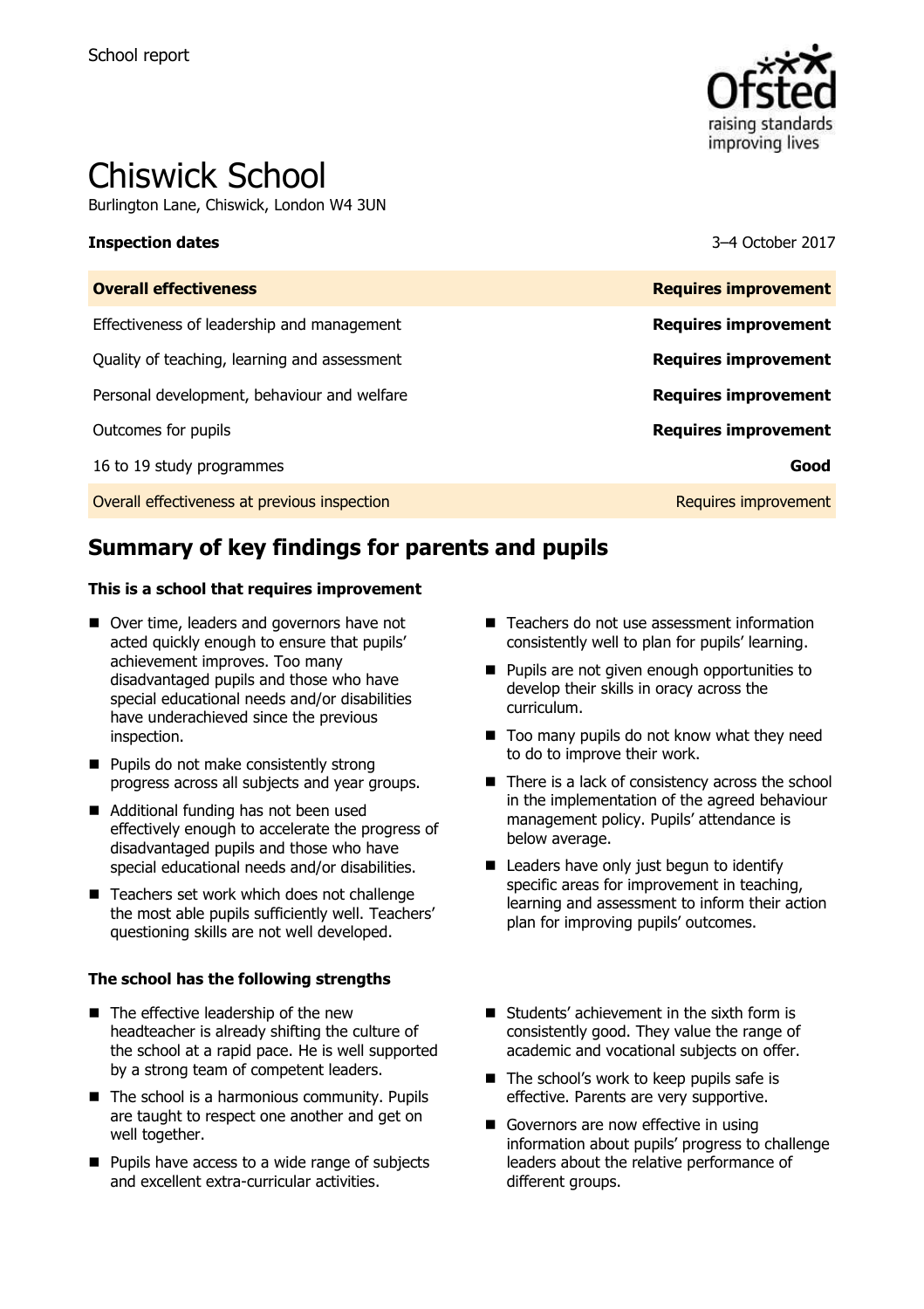School report

# Chiswick School

Burlington Lane, Chiswick, London W4 3UN

**Inspection dates** 3–4 October 2017

| **Overall effectiveness** | **Requires improvement** |
| --- | --- |
| Effectiveness of leadership and management | **Requires improvement** |
| Quality of teaching, learning and assessment | **Requires improvement** |
| Personal development, behaviour and welfare | **Requires improvement** |
| Outcomes for pupils | **Requires improvement** |
| 16 to 19 study programmes | **Good** |
| Overall effectiveness at previous inspection | Requires improvement |

## Summary of key findings for parents and pupils

**This is a school that requires improvement**

- Over time, leaders and governors have not acted quickly enough to ensure that pupils' achievement improves. Too many disadvantaged pupils and those who have special educational needs and/or disabilities have underachieved since the previous inspection.
- Pupils do not make consistently strong progress across all subjects and year groups.
- Additional funding has not been used effectively enough to accelerate the progress of disadvantaged pupils and those who have special educational needs and/or disabilities.
- Teachers set work which does not challenge the most able pupils sufficiently well. Teachers' questioning skills are not well developed.
- Teachers do not use assessment information consistently well to plan for pupils' learning.
- Pupils are not given enough opportunities to develop their skills in oracy across the curriculum.
- Too many pupils do not know what they need to do to improve their work.
- There is a lack of consistency across the school in the implementation of the agreed behaviour management policy. Pupils' attendance is below average.
- Leaders have only just begun to identify specific areas for improvement in teaching, learning and assessment to inform their action plan for improving pupils' outcomes.

**The school has the following strengths**

- The effective leadership of the new headteacher is already shifting the culture of the school at a rapid pace. He is well supported by a strong team of competent leaders.
- The school is a harmonious community. Pupils are taught to respect one another and get on well together.
- Pupils have access to a wide range of subjects and excellent extra-curricular activities.
- Students' achievement in the sixth form is consistently good. They value the range of academic and vocational subjects on offer.
- The school's work to keep pupils safe is effective. Parents are very supportive.
- Governors are now effective in using information about pupils' progress to challenge leaders about the relative performance of different groups.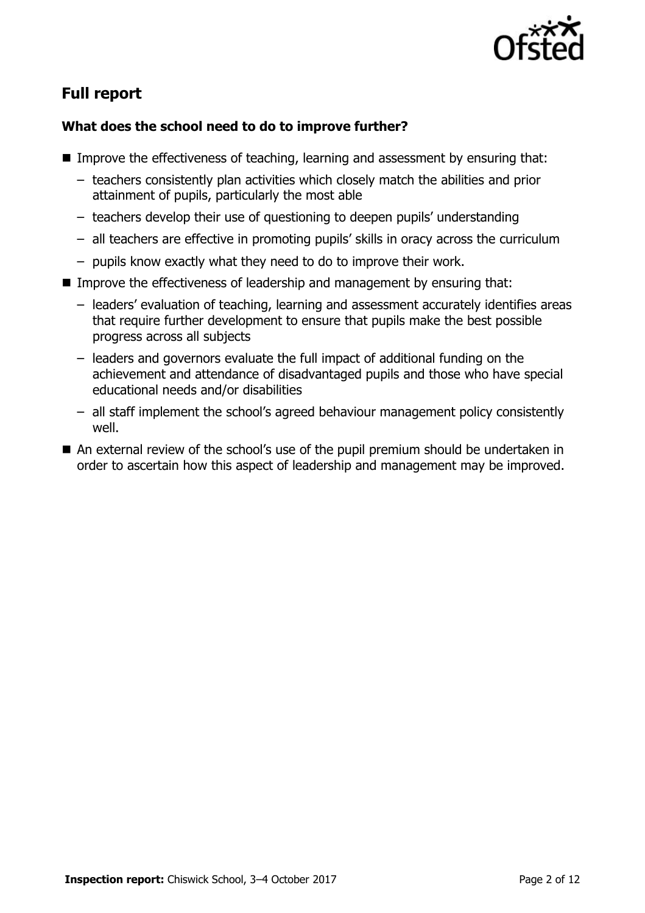## Full report

### What does the school need to do to improve further?

- Improve the effectiveness of teaching, learning and assessment by ensuring that:
  - teachers consistently plan activities which closely match the abilities and prior attainment of pupils, particularly the most able
  - teachers develop their use of questioning to deepen pupils' understanding
  - all teachers are effective in promoting pupils' skills in oracy across the curriculum
  - pupils know exactly what they need to do to improve their work.
- Improve the effectiveness of leadership and management by ensuring that:
  - leaders' evaluation of teaching, learning and assessment accurately identifies areas that require further development to ensure that pupils make the best possible progress across all subjects
  - leaders and governors evaluate the full impact of additional funding on the achievement and attendance of disadvantaged pupils and those who have special educational needs and/or disabilities
  - all staff implement the school's agreed behaviour management policy consistently well.
- An external review of the school's use of the pupil premium should be undertaken in order to ascertain how this aspect of leadership and management may be improved.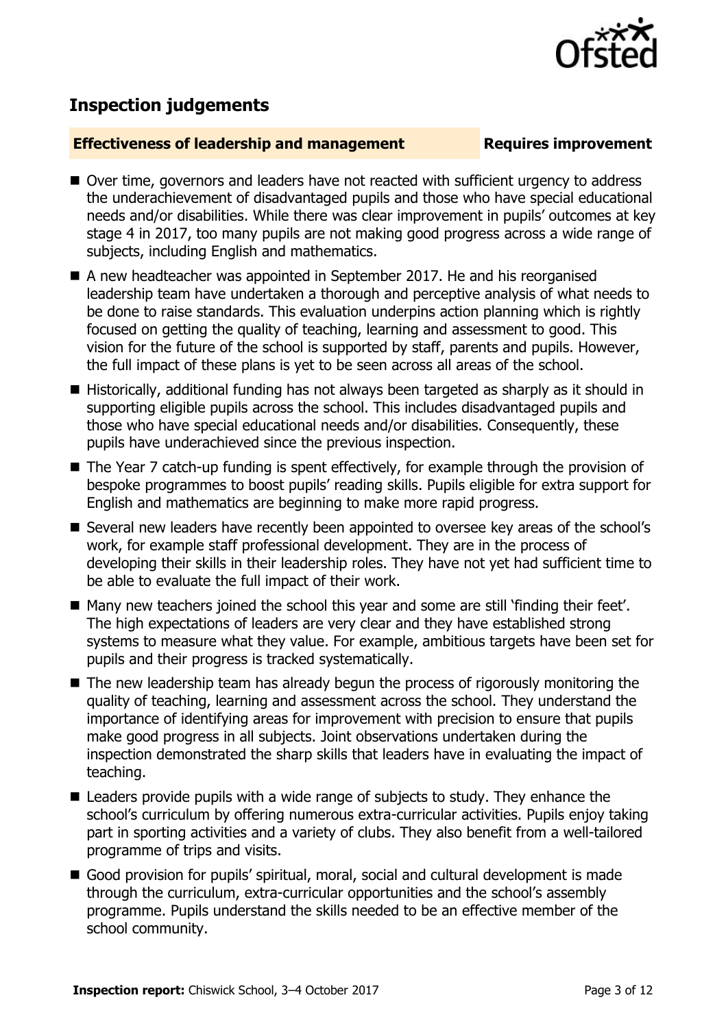## Inspection judgements

**Effectiveness of leadership and management** **Requires improvement**

- Over time, governors and leaders have not reacted with sufficient urgency to address the underachievement of disadvantaged pupils and those who have special educational needs and/or disabilities. While there was clear improvement in pupils' outcomes at key stage 4 in 2017, too many pupils are not making good progress across a wide range of subjects, including English and mathematics.
- A new headteacher was appointed in September 2017. He and his reorganised leadership team have undertaken a thorough and perceptive analysis of what needs to be done to raise standards. This evaluation underpins action planning which is rightly focused on getting the quality of teaching, learning and assessment to good. This vision for the future of the school is supported by staff, parents and pupils. However, the full impact of these plans is yet to be seen across all areas of the school.
- Historically, additional funding has not always been targeted as sharply as it should in supporting eligible pupils across the school. This includes disadvantaged pupils and those who have special educational needs and/or disabilities. Consequently, these pupils have underachieved since the previous inspection.
- The Year 7 catch-up funding is spent effectively, for example through the provision of bespoke programmes to boost pupils' reading skills. Pupils eligible for extra support for English and mathematics are beginning to make more rapid progress.
- Several new leaders have recently been appointed to oversee key areas of the school's work, for example staff professional development. They are in the process of developing their skills in their leadership roles. They have not yet had sufficient time to be able to evaluate the full impact of their work.
- Many new teachers joined the school this year and some are still 'finding their feet'. The high expectations of leaders are very clear and they have established strong systems to measure what they value. For example, ambitious targets have been set for pupils and their progress is tracked systematically.
- The new leadership team has already begun the process of rigorously monitoring the quality of teaching, learning and assessment across the school. They understand the importance of identifying areas for improvement with precision to ensure that pupils make good progress in all subjects. Joint observations undertaken during the inspection demonstrated the sharp skills that leaders have in evaluating the impact of teaching.
- Leaders provide pupils with a wide range of subjects to study. They enhance the school's curriculum by offering numerous extra-curricular activities. Pupils enjoy taking part in sporting activities and a variety of clubs. They also benefit from a well-tailored programme of trips and visits.
- Good provision for pupils' spiritual, moral, social and cultural development is made through the curriculum, extra-curricular opportunities and the school's assembly programme. Pupils understand the skills needed to be an effective member of the school community.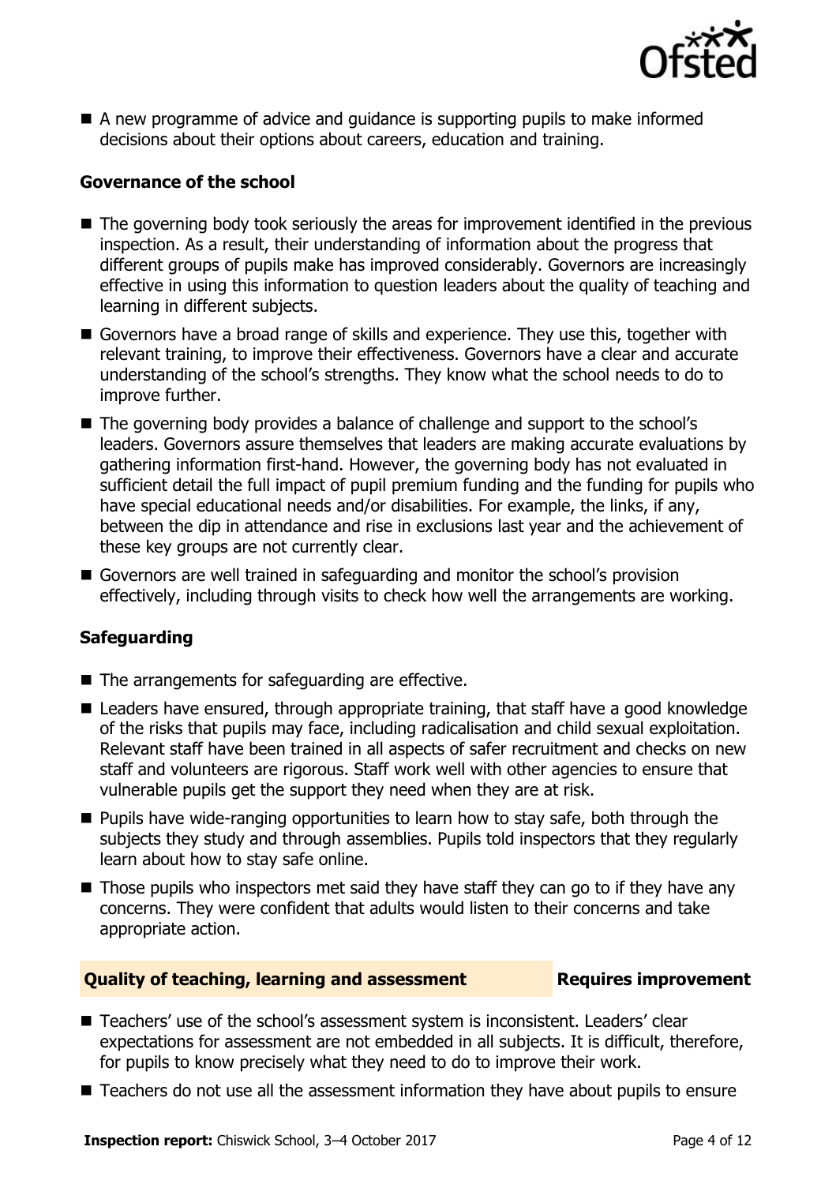- A new programme of advice and guidance is supporting pupils to make informed decisions about their options about careers, education and training.

### Governance of the school

- The governing body took seriously the areas for improvement identified in the previous inspection. As a result, their understanding of information about the progress that different groups of pupils make has improved considerably. Governors are increasingly effective in using this information to question leaders about the quality of teaching and learning in different subjects.
- Governors have a broad range of skills and experience. They use this, together with relevant training, to improve their effectiveness. Governors have a clear and accurate understanding of the school's strengths. They know what the school needs to do to improve further.
- The governing body provides a balance of challenge and support to the school's leaders. Governors assure themselves that leaders are making accurate evaluations by gathering information first-hand. However, the governing body has not evaluated in sufficient detail the full impact of pupil premium funding and the funding for pupils who have special educational needs and/or disabilities. For example, the links, if any, between the dip in attendance and rise in exclusions last year and the achievement of these key groups are not currently clear.
- Governors are well trained in safeguarding and monitor the school's provision effectively, including through visits to check how well the arrangements are working.

### Safeguarding

- The arrangements for safeguarding are effective.
- Leaders have ensured, through appropriate training, that staff have a good knowledge of the risks that pupils may face, including radicalisation and child sexual exploitation. Relevant staff have been trained in all aspects of safer recruitment and checks on new staff and volunteers are rigorous. Staff work well with other agencies to ensure that vulnerable pupils get the support they need when they are at risk.
- Pupils have wide-ranging opportunities to learn how to stay safe, both through the subjects they study and through assemblies. Pupils told inspectors that they regularly learn about how to stay safe online.
- Those pupils who inspectors met said they have staff they can go to if they have any concerns. They were confident that adults would listen to their concerns and take appropriate action.

## Quality of teaching, learning and assessment — Requires improvement

- Teachers' use of the school's assessment system is inconsistent. Leaders' clear expectations for assessment are not embedded in all subjects. It is difficult, therefore, for pupils to know precisely what they need to do to improve their work.
- Teachers do not use all the assessment information they have about pupils to ensure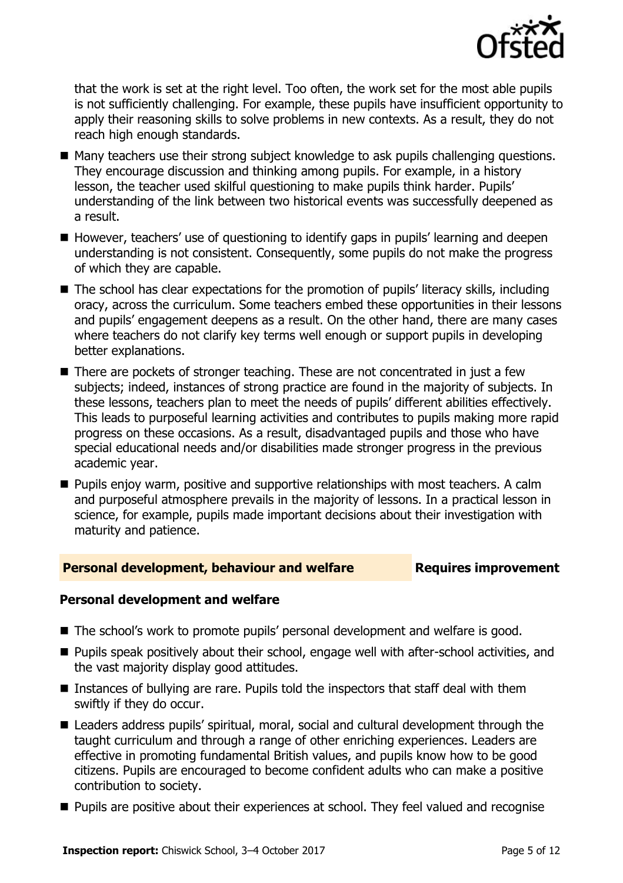that the work is set at the right level. Too often, the work set for the most able pupils is not sufficiently challenging. For example, these pupils have insufficient opportunity to apply their reasoning skills to solve problems in new contexts. As a result, they do not reach high enough standards.

- Many teachers use their strong subject knowledge to ask pupils challenging questions. They encourage discussion and thinking among pupils. For example, in a history lesson, the teacher used skilful questioning to make pupils think harder. Pupils' understanding of the link between two historical events was successfully deepened as a result.
- However, teachers' use of questioning to identify gaps in pupils' learning and deepen understanding is not consistent. Consequently, some pupils do not make the progress of which they are capable.
- The school has clear expectations for the promotion of pupils' literacy skills, including oracy, across the curriculum. Some teachers embed these opportunities in their lessons and pupils' engagement deepens as a result. On the other hand, there are many cases where teachers do not clarify key terms well enough or support pupils in developing better explanations.
- There are pockets of stronger teaching. These are not concentrated in just a few subjects; indeed, instances of strong practice are found in the majority of subjects. In these lessons, teachers plan to meet the needs of pupils' different abilities effectively. This leads to purposeful learning activities and contributes to pupils making more rapid progress on these occasions. As a result, disadvantaged pupils and those who have special educational needs and/or disabilities made stronger progress in the previous academic year.
- Pupils enjoy warm, positive and supportive relationships with most teachers. A calm and purposeful atmosphere prevails in the majority of lessons. In a practical lesson in science, for example, pupils made important decisions about their investigation with maturity and patience.

## Personal development, behaviour and welfare — Requires improvement

### Personal development and welfare

- The school's work to promote pupils' personal development and welfare is good.
- Pupils speak positively about their school, engage well with after-school activities, and the vast majority display good attitudes.
- Instances of bullying are rare. Pupils told the inspectors that staff deal with them swiftly if they do occur.
- Leaders address pupils' spiritual, moral, social and cultural development through the taught curriculum and through a range of other enriching experiences. Leaders are effective in promoting fundamental British values, and pupils know how to be good citizens. Pupils are encouraged to become confident adults who can make a positive contribution to society.
- Pupils are positive about their experiences at school. They feel valued and recognise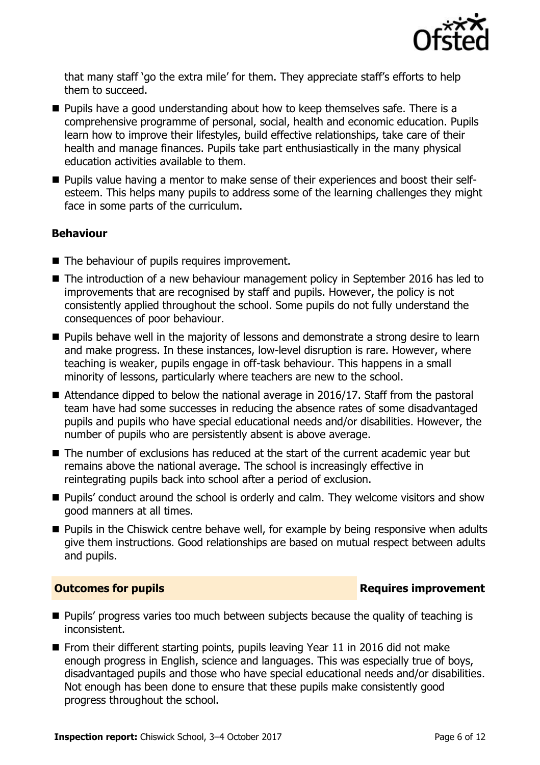that many staff 'go the extra mile' for them. They appreciate staff's efforts to help them to succeed.

- Pupils have a good understanding about how to keep themselves safe. There is a comprehensive programme of personal, social, health and economic education. Pupils learn how to improve their lifestyles, build effective relationships, take care of their health and manage finances. Pupils take part enthusiastically in the many physical education activities available to them.
- Pupils value having a mentor to make sense of their experiences and boost their self-esteem. This helps many pupils to address some of the learning challenges they might face in some parts of the curriculum.

### Behaviour

- The behaviour of pupils requires improvement.
- The introduction of a new behaviour management policy in September 2016 has led to improvements that are recognised by staff and pupils. However, the policy is not consistently applied throughout the school. Some pupils do not fully understand the consequences of poor behaviour.
- Pupils behave well in the majority of lessons and demonstrate a strong desire to learn and make progress. In these instances, low-level disruption is rare. However, where teaching is weaker, pupils engage in off-task behaviour. This happens in a small minority of lessons, particularly where teachers are new to the school.
- Attendance dipped to below the national average in 2016/17. Staff from the pastoral team have had some successes in reducing the absence rates of some disadvantaged pupils and pupils who have special educational needs and/or disabilities. However, the number of pupils who are persistently absent is above average.
- The number of exclusions has reduced at the start of the current academic year but remains above the national average. The school is increasingly effective in reintegrating pupils back into school after a period of exclusion.
- Pupils' conduct around the school is orderly and calm. They welcome visitors and show good manners at all times.
- Pupils in the Chiswick centre behave well, for example by being responsive when adults give them instructions. Good relationships are based on mutual respect between adults and pupils.

## Outcomes for pupils — Requires improvement

- Pupils' progress varies too much between subjects because the quality of teaching is inconsistent.
- From their different starting points, pupils leaving Year 11 in 2016 did not make enough progress in English, science and languages. This was especially true of boys, disadvantaged pupils and those who have special educational needs and/or disabilities. Not enough has been done to ensure that these pupils make consistently good progress throughout the school.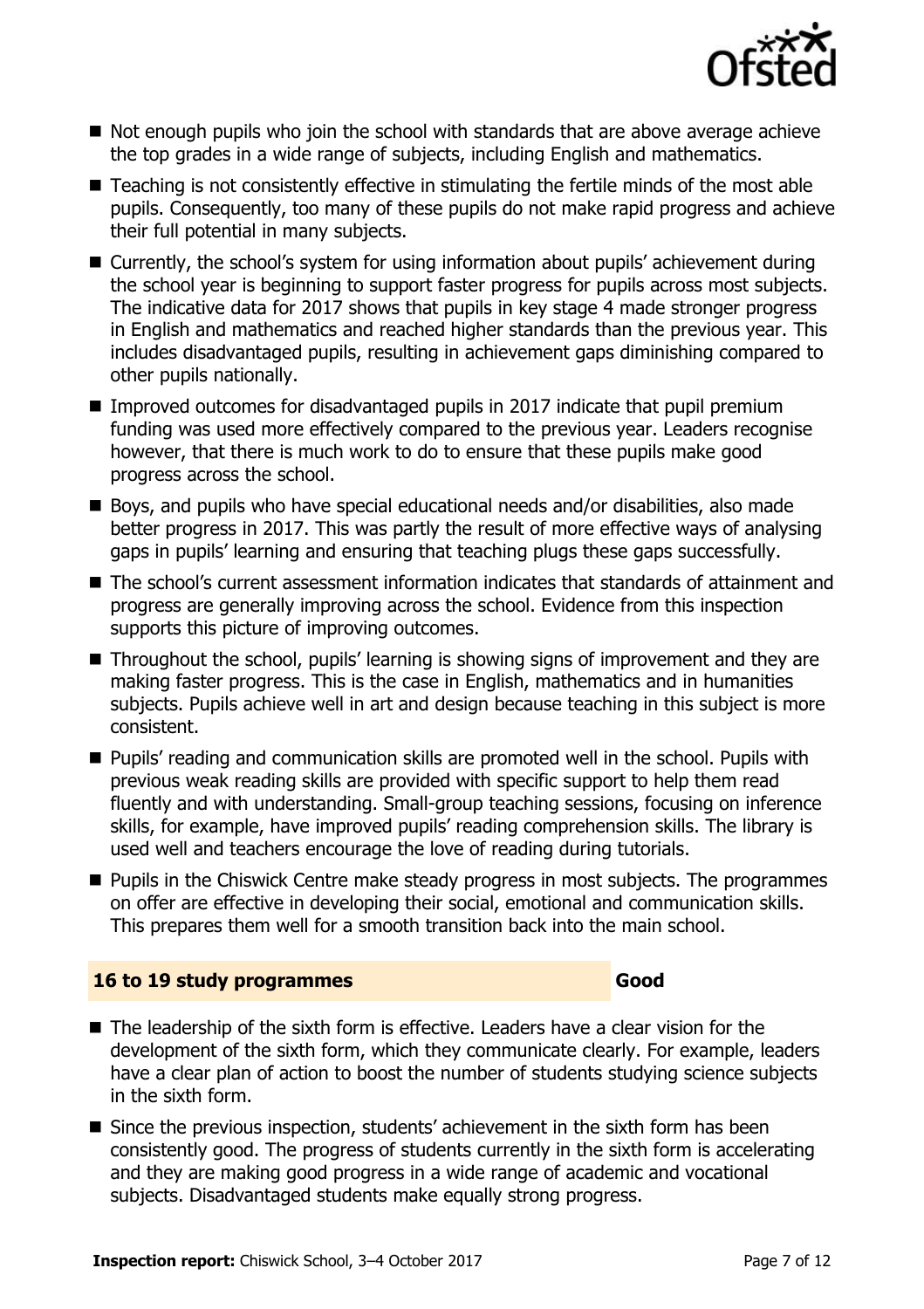- Not enough pupils who join the school with standards that are above average achieve the top grades in a wide range of subjects, including English and mathematics.
- Teaching is not consistently effective in stimulating the fertile minds of the most able pupils. Consequently, too many of these pupils do not make rapid progress and achieve their full potential in many subjects.
- Currently, the school's system for using information about pupils' achievement during the school year is beginning to support faster progress for pupils across most subjects. The indicative data for 2017 shows that pupils in key stage 4 made stronger progress in English and mathematics and reached higher standards than the previous year. This includes disadvantaged pupils, resulting in achievement gaps diminishing compared to other pupils nationally.
- Improved outcomes for disadvantaged pupils in 2017 indicate that pupil premium funding was used more effectively compared to the previous year. Leaders recognise however, that there is much work to do to ensure that these pupils make good progress across the school.
- Boys, and pupils who have special educational needs and/or disabilities, also made better progress in 2017. This was partly the result of more effective ways of analysing gaps in pupils' learning and ensuring that teaching plugs these gaps successfully.
- The school's current assessment information indicates that standards of attainment and progress are generally improving across the school. Evidence from this inspection supports this picture of improving outcomes.
- Throughout the school, pupils' learning is showing signs of improvement and they are making faster progress. This is the case in English, mathematics and in humanities subjects. Pupils achieve well in art and design because teaching in this subject is more consistent.
- Pupils' reading and communication skills are promoted well in the school. Pupils with previous weak reading skills are provided with specific support to help them read fluently and with understanding. Small-group teaching sessions, focusing on inference skills, for example, have improved pupils' reading comprehension skills. The library is used well and teachers encourage the love of reading during tutorials.
- Pupils in the Chiswick Centre make steady progress in most subjects. The programmes on offer are effective in developing their social, emotional and communication skills. This prepares them well for a smooth transition back into the main school.

## 16 to 19 study programmes — Good

- The leadership of the sixth form is effective. Leaders have a clear vision for the development of the sixth form, which they communicate clearly. For example, leaders have a clear plan of action to boost the number of students studying science subjects in the sixth form.
- Since the previous inspection, students' achievement in the sixth form has been consistently good. The progress of students currently in the sixth form is accelerating and they are making good progress in a wide range of academic and vocational subjects. Disadvantaged students make equally strong progress.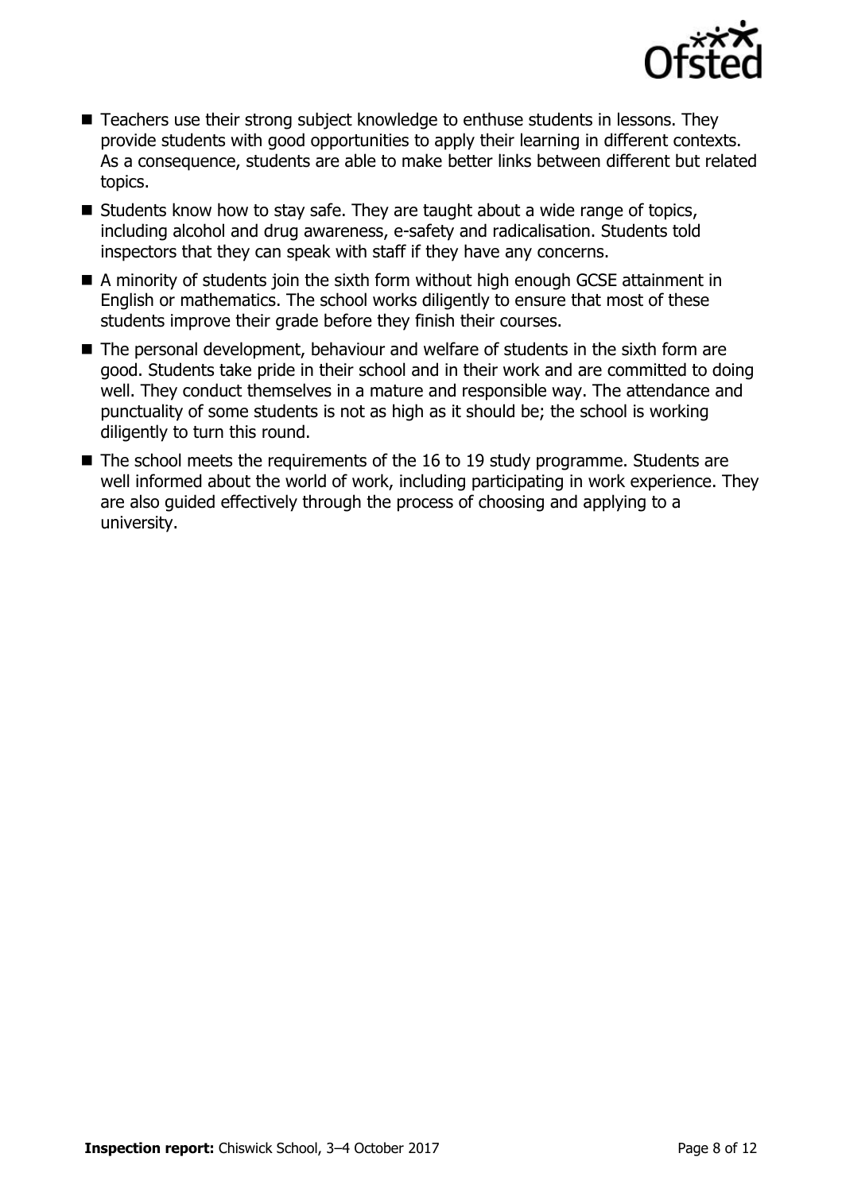- Teachers use their strong subject knowledge to enthuse students in lessons. They provide students with good opportunities to apply their learning in different contexts. As a consequence, students are able to make better links between different but related topics.
- Students know how to stay safe. They are taught about a wide range of topics, including alcohol and drug awareness, e-safety and radicalisation. Students told inspectors that they can speak with staff if they have any concerns.
- A minority of students join the sixth form without high enough GCSE attainment in English or mathematics. The school works diligently to ensure that most of these students improve their grade before they finish their courses.
- The personal development, behaviour and welfare of students in the sixth form are good. Students take pride in their school and in their work and are committed to doing well. They conduct themselves in a mature and responsible way. The attendance and punctuality of some students is not as high as it should be; the school is working diligently to turn this round.
- The school meets the requirements of the 16 to 19 study programme. Students are well informed about the world of work, including participating in work experience. They are also guided effectively through the process of choosing and applying to a university.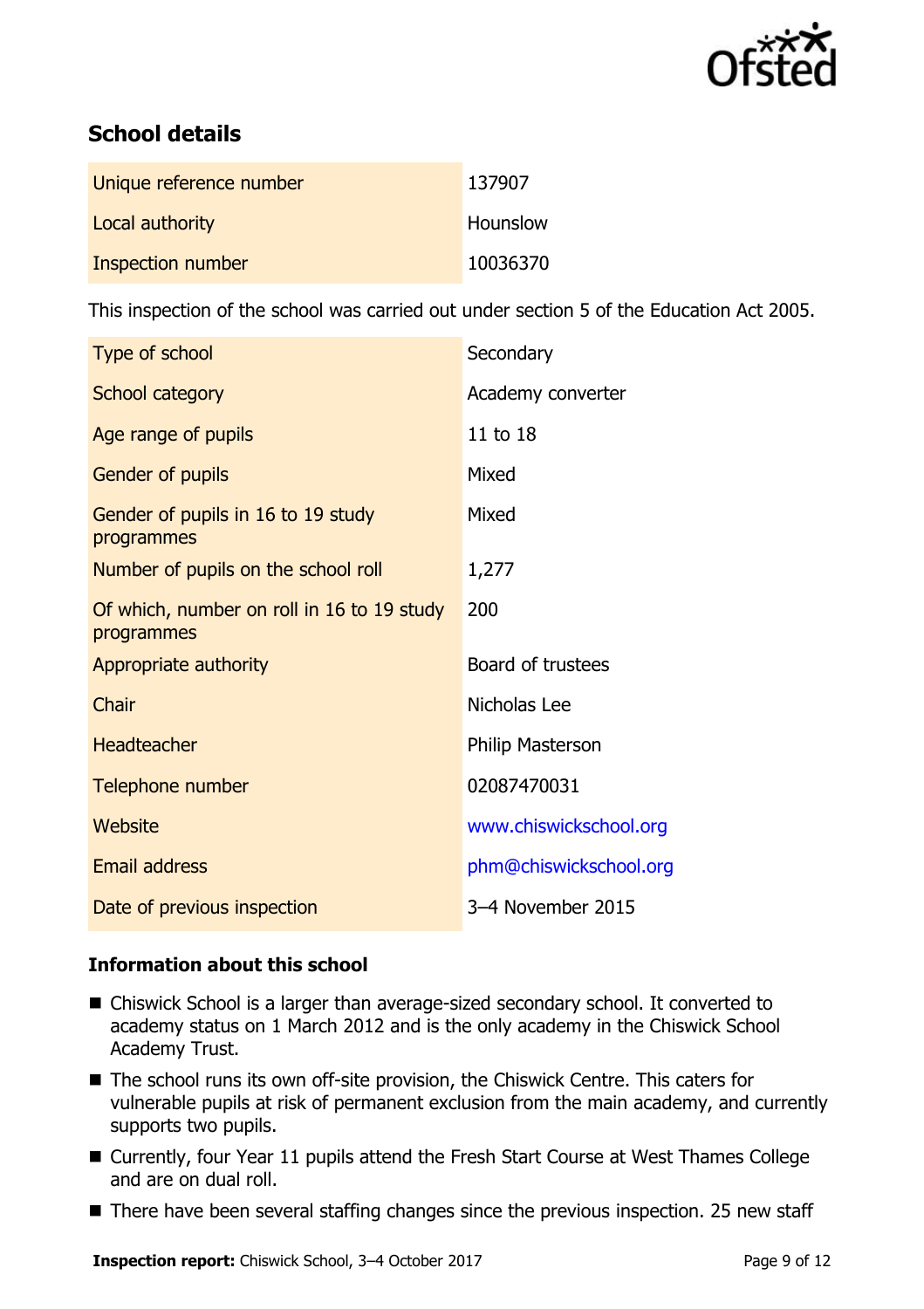## School details

| | |
|---|---|
| Unique reference number | 137907 |
| Local authority | Hounslow |
| Inspection number | 10036370 |

This inspection of the school was carried out under section 5 of the Education Act 2005.

| | |
|---|---|
| Type of school | Secondary |
| School category | Academy converter |
| Age range of pupils | 11 to 18 |
| Gender of pupils | Mixed |
| Gender of pupils in 16 to 19 study programmes | Mixed |
| Number of pupils on the school roll | 1,277 |
| Of which, number on roll in 16 to 19 study programmes | 200 |
| Appropriate authority | Board of trustees |
| Chair | Nicholas Lee |
| Headteacher | Philip Masterson |
| Telephone number | 02087470031 |
| Website | www.chiswickschool.org |
| Email address | phm@chiswickschool.org |
| Date of previous inspection | 3–4 November 2015 |

### Information about this school

- Chiswick School is a larger than average-sized secondary school. It converted to academy status on 1 March 2012 and is the only academy in the Chiswick School Academy Trust.
- The school runs its own off-site provision, the Chiswick Centre. This caters for vulnerable pupils at risk of permanent exclusion from the main academy, and currently supports two pupils.
- Currently, four Year 11 pupils attend the Fresh Start Course at West Thames College and are on dual roll.
- There have been several staffing changes since the previous inspection. 25 new staff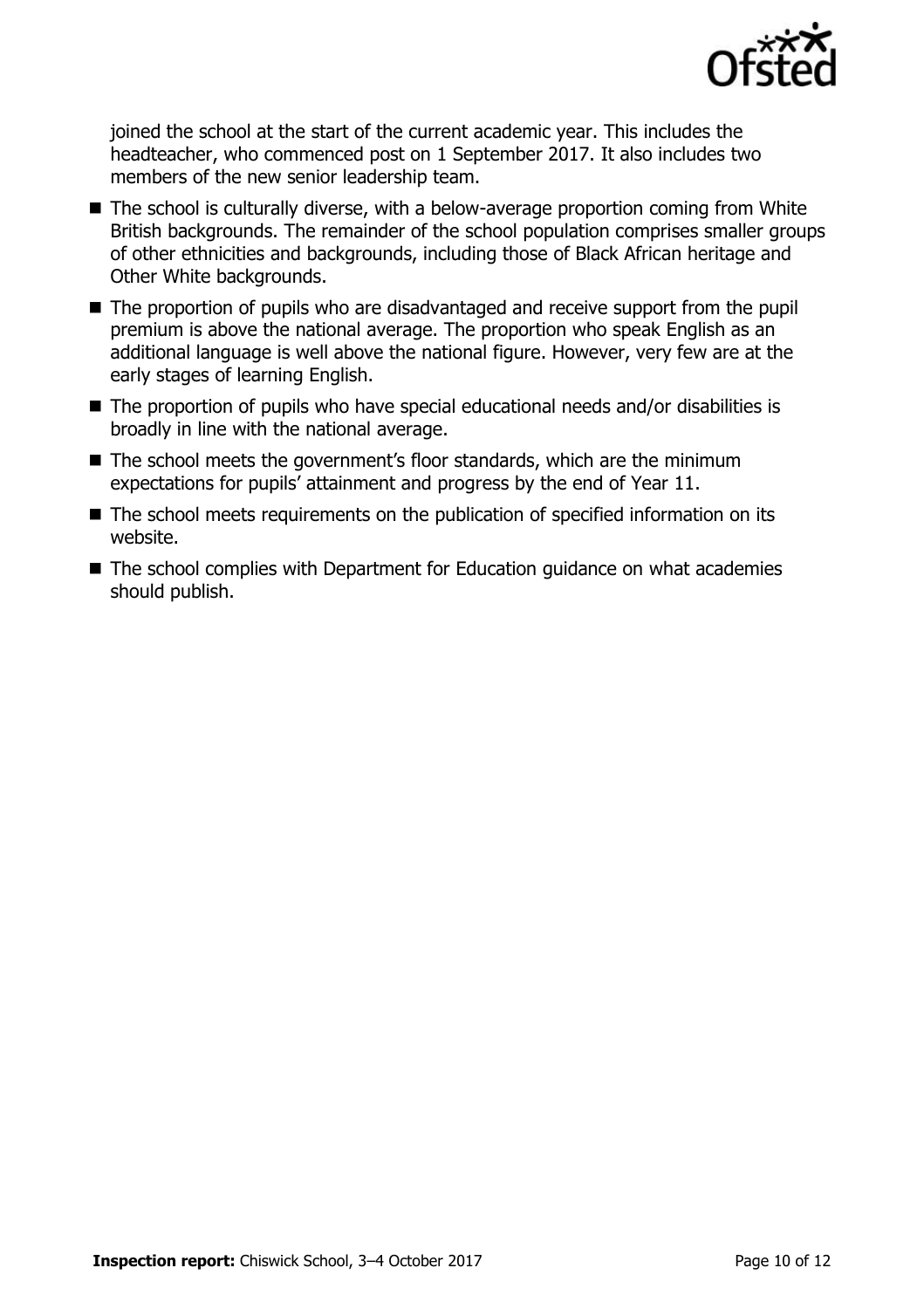joined the school at the start of the current academic year. This includes the headteacher, who commenced post on 1 September 2017. It also includes two members of the new senior leadership team.

- The school is culturally diverse, with a below-average proportion coming from White British backgrounds. The remainder of the school population comprises smaller groups of other ethnicities and backgrounds, including those of Black African heritage and Other White backgrounds.
- The proportion of pupils who are disadvantaged and receive support from the pupil premium is above the national average. The proportion who speak English as an additional language is well above the national figure. However, very few are at the early stages of learning English.
- The proportion of pupils who have special educational needs and/or disabilities is broadly in line with the national average.
- The school meets the government's floor standards, which are the minimum expectations for pupils' attainment and progress by the end of Year 11.
- The school meets requirements on the publication of specified information on its website.
- The school complies with Department for Education guidance on what academies should publish.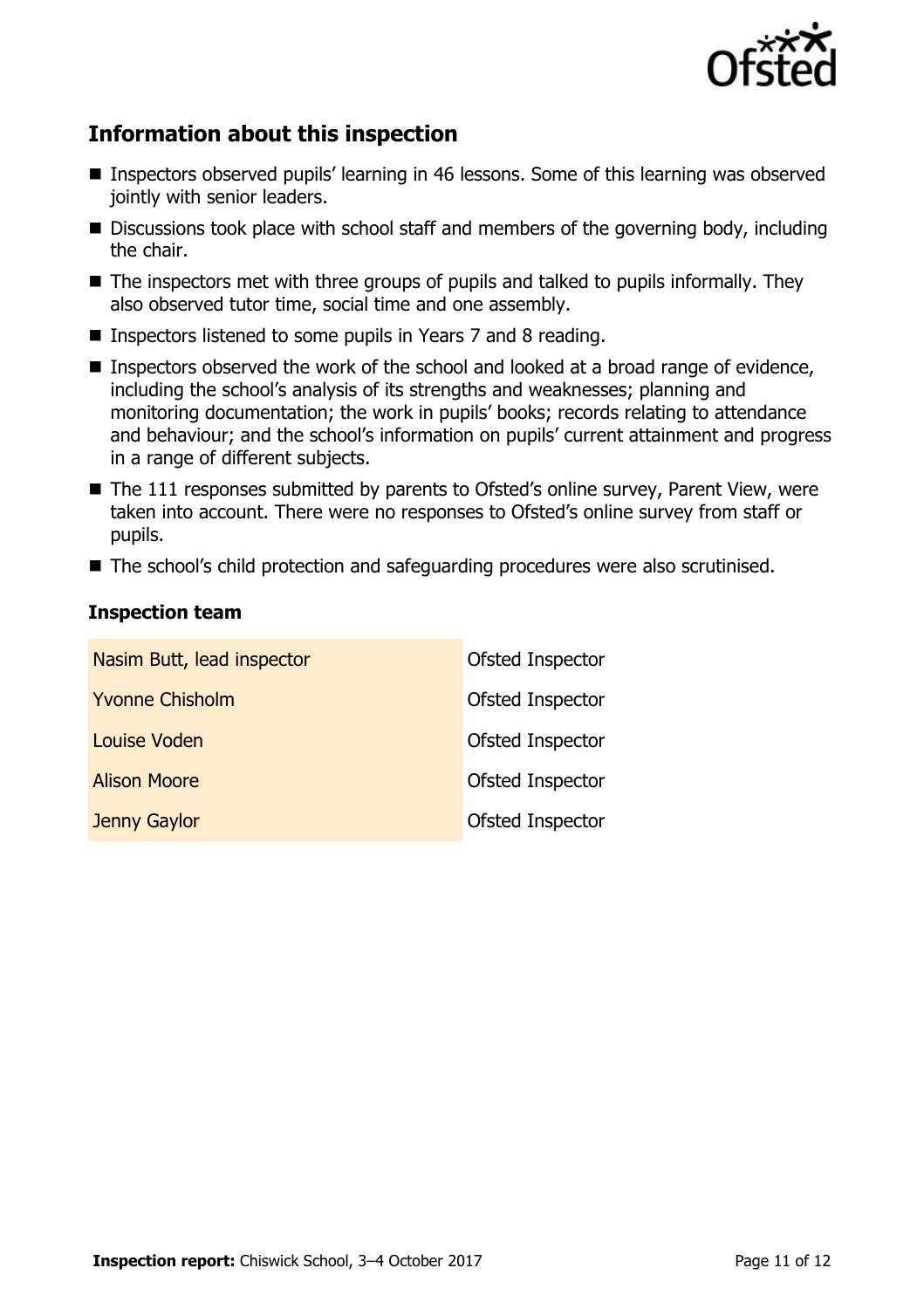## Information about this inspection

- Inspectors observed pupils' learning in 46 lessons. Some of this learning was observed jointly with senior leaders.
- Discussions took place with school staff and members of the governing body, including the chair.
- The inspectors met with three groups of pupils and talked to pupils informally. They also observed tutor time, social time and one assembly.
- Inspectors listened to some pupils in Years 7 and 8 reading.
- Inspectors observed the work of the school and looked at a broad range of evidence, including the school's analysis of its strengths and weaknesses; planning and monitoring documentation; the work in pupils' books; records relating to attendance and behaviour; and the school's information on pupils' current attainment and progress in a range of different subjects.
- The 111 responses submitted by parents to Ofsted's online survey, Parent View, were taken into account. There were no responses to Ofsted's online survey from staff or pupils.
- The school's child protection and safeguarding procedures were also scrutinised.

### Inspection team

| | |
|---|---|
| Nasim Butt, lead inspector | Ofsted Inspector |
| Yvonne Chisholm | Ofsted Inspector |
| Louise Voden | Ofsted Inspector |
| Alison Moore | Ofsted Inspector |
| Jenny Gaylor | Ofsted Inspector |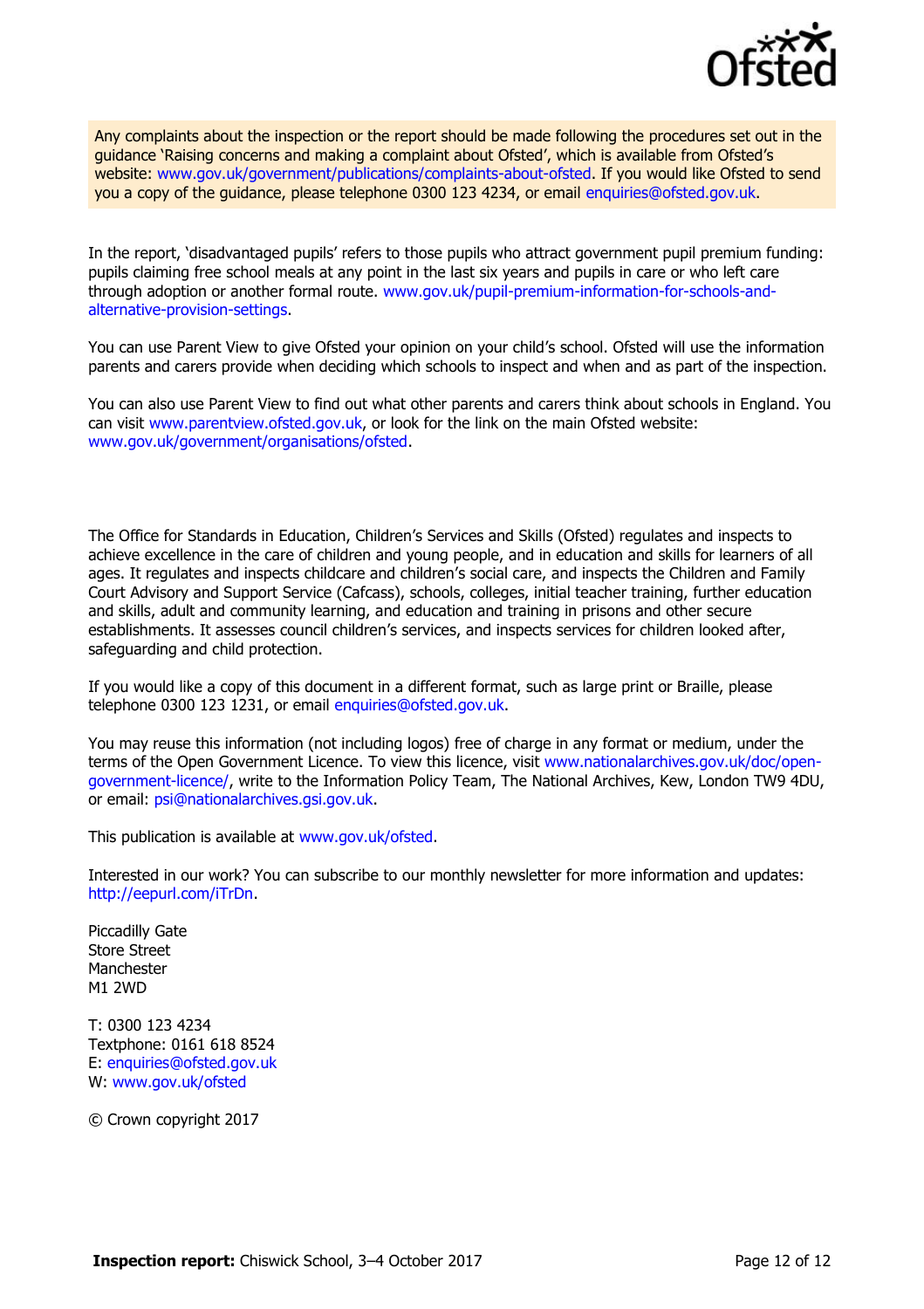Any complaints about the inspection or the report should be made following the procedures set out in the guidance 'Raising concerns and making a complaint about Ofsted', which is available from Ofsted's website: www.gov.uk/government/publications/complaints-about-ofsted. If you would like Ofsted to send you a copy of the guidance, please telephone 0300 123 4234, or email enquiries@ofsted.gov.uk.

In the report, 'disadvantaged pupils' refers to those pupils who attract government pupil premium funding: pupils claiming free school meals at any point in the last six years and pupils in care or who left care through adoption or another formal route. www.gov.uk/pupil-premium-information-for-schools-and-alternative-provision-settings.

You can use Parent View to give Ofsted your opinion on your child's school. Ofsted will use the information parents and carers provide when deciding which schools to inspect and when and as part of the inspection.

You can also use Parent View to find out what other parents and carers think about schools in England. You can visit www.parentview.ofsted.gov.uk, or look for the link on the main Ofsted website: www.gov.uk/government/organisations/ofsted.

The Office for Standards in Education, Children's Services and Skills (Ofsted) regulates and inspects to achieve excellence in the care of children and young people, and in education and skills for learners of all ages. It regulates and inspects childcare and children's social care, and inspects the Children and Family Court Advisory and Support Service (Cafcass), schools, colleges, initial teacher training, further education and skills, adult and community learning, and education and training in prisons and other secure establishments. It assesses council children's services, and inspects services for children looked after, safeguarding and child protection.

If you would like a copy of this document in a different format, such as large print or Braille, please telephone 0300 123 1231, or email enquiries@ofsted.gov.uk.

You may reuse this information (not including logos) free of charge in any format or medium, under the terms of the Open Government Licence. To view this licence, visit www.nationalarchives.gov.uk/doc/open-government-licence/, write to the Information Policy Team, The National Archives, Kew, London TW9 4DU, or email: psi@nationalarchives.gsi.gov.uk.

This publication is available at www.gov.uk/ofsted.

Interested in our work? You can subscribe to our monthly newsletter for more information and updates: http://eepurl.com/iTrDn.

Piccadilly Gate
Store Street
Manchester
M1 2WD

T: 0300 123 4234
Textphone: 0161 618 8524
E: enquiries@ofsted.gov.uk
W: www.gov.uk/ofsted

© Crown copyright 2017